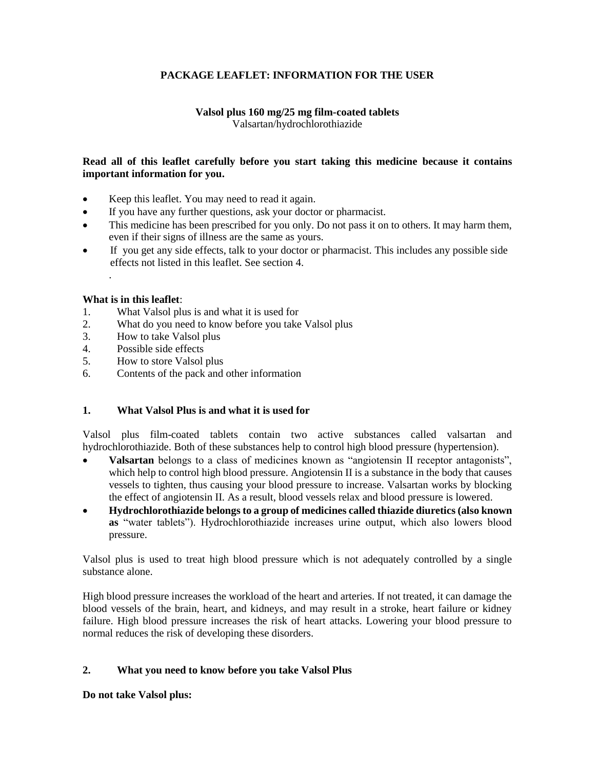# PACKAGE LEAFLET: INFORMATION FOR THE USER

**Valsol plus 160 mg/25 mg film-coated tablets**
Valsartan/hydrochlorothiazide

**Read all of this leaflet carefully before you start taking this medicine because it contains important information for you.**

- Keep this leaflet. You may need to read it again.
- If you have any further questions, ask your doctor or pharmacist.
- This medicine has been prescribed for you only. Do not pass it on to others. It may harm them, even if their signs of illness are the same as yours.
- If you get any side effects, talk to your doctor or pharmacist. This includes any possible side effects not listed in this leaflet. See section 4.

.

**What is in this leaflet**:

1. What Valsol plus is and what it is used for
2. What do you need to know before you take Valsol plus
3. How to take Valsol plus
4. Possible side effects
5. How to store Valsol plus
6. Contents of the pack and other information

## 1. What Valsol Plus is and what it is used for

Valsol plus film-coated tablets contain two active substances called valsartan and hydrochlorothiazide. Both of these substances help to control high blood pressure (hypertension).

- **Valsartan** belongs to a class of medicines known as "angiotensin II receptor antagonists", which help to control high blood pressure. Angiotensin II is a substance in the body that causes vessels to tighten, thus causing your blood pressure to increase. Valsartan works by blocking the effect of angiotensin II. As a result, blood vessels relax and blood pressure is lowered.
- **Hydrochlorothiazide belongs to a group of medicines called thiazide diuretics (also known as** "water tablets"). Hydrochlorothiazide increases urine output, which also lowers blood pressure.

Valsol plus is used to treat high blood pressure which is not adequately controlled by a single substance alone.

High blood pressure increases the workload of the heart and arteries. If not treated, it can damage the blood vessels of the brain, heart, and kidneys, and may result in a stroke, heart failure or kidney failure. High blood pressure increases the risk of heart attacks. Lowering your blood pressure to normal reduces the risk of developing these disorders.

## 2. What you need to know before you take Valsol Plus

**Do not take Valsol plus:**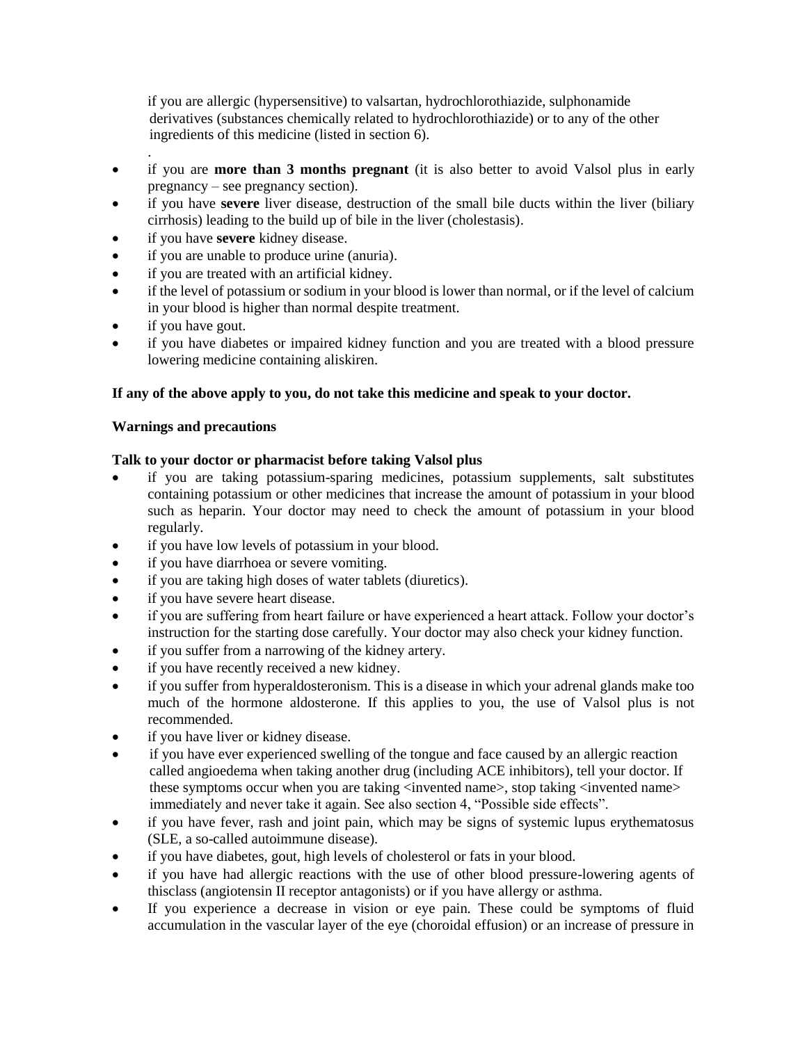if you are allergic (hypersensitive) to valsartan, hydrochlorothiazide, sulphonamide derivatives (substances chemically related to hydrochlorothiazide) or to any of the other ingredients of this medicine (listed in section 6).

.

- if you are **more than 3 months pregnant** (it is also better to avoid Valsol plus in early pregnancy – see pregnancy section).
- if you have **severe** liver disease, destruction of the small bile ducts within the liver (biliary cirrhosis) leading to the build up of bile in the liver (cholestasis).
- if you have **severe** kidney disease.
- if you are unable to produce urine (anuria).
- if you are treated with an artificial kidney.
- if the level of potassium or sodium in your blood is lower than normal, or if the level of calcium in your blood is higher than normal despite treatment.
- if you have gout.
- if you have diabetes or impaired kidney function and you are treated with a blood pressure lowering medicine containing aliskiren.

**If any of the above apply to you, do not take this medicine and speak to your doctor.**

**Warnings and precautions**

**Talk to your doctor or pharmacist before taking Valsol plus**

- if you are taking potassium-sparing medicines, potassium supplements, salt substitutes containing potassium or other medicines that increase the amount of potassium in your blood such as heparin. Your doctor may need to check the amount of potassium in your blood regularly.
- if you have low levels of potassium in your blood.
- if you have diarrhoea or severe vomiting.
- if you are taking high doses of water tablets (diuretics).
- if you have severe heart disease.
- if you are suffering from heart failure or have experienced a heart attack. Follow your doctor's instruction for the starting dose carefully. Your doctor may also check your kidney function.
- if you suffer from a narrowing of the kidney artery.
- if you have recently received a new kidney.
- if you suffer from hyperaldosteronism. This is a disease in which your adrenal glands make too much of the hormone aldosterone. If this applies to you, the use of Valsol plus is not recommended.
- if you have liver or kidney disease.
- if you have ever experienced swelling of the tongue and face caused by an allergic reaction called angioedema when taking another drug (including ACE inhibitors), tell your doctor. If these symptoms occur when you are taking <invented name>, stop taking <invented name> immediately and never take it again. See also section 4, "Possible side effects".
- if you have fever, rash and joint pain, which may be signs of systemic lupus erythematosus (SLE, a so-called autoimmune disease).
- if you have diabetes, gout, high levels of cholesterol or fats in your blood.
- if you have had allergic reactions with the use of other blood pressure-lowering agents of thisclass (angiotensin II receptor antagonists) or if you have allergy or asthma.
- If you experience a decrease in vision or eye pain. These could be symptoms of fluid accumulation in the vascular layer of the eye (choroidal effusion) or an increase of pressure in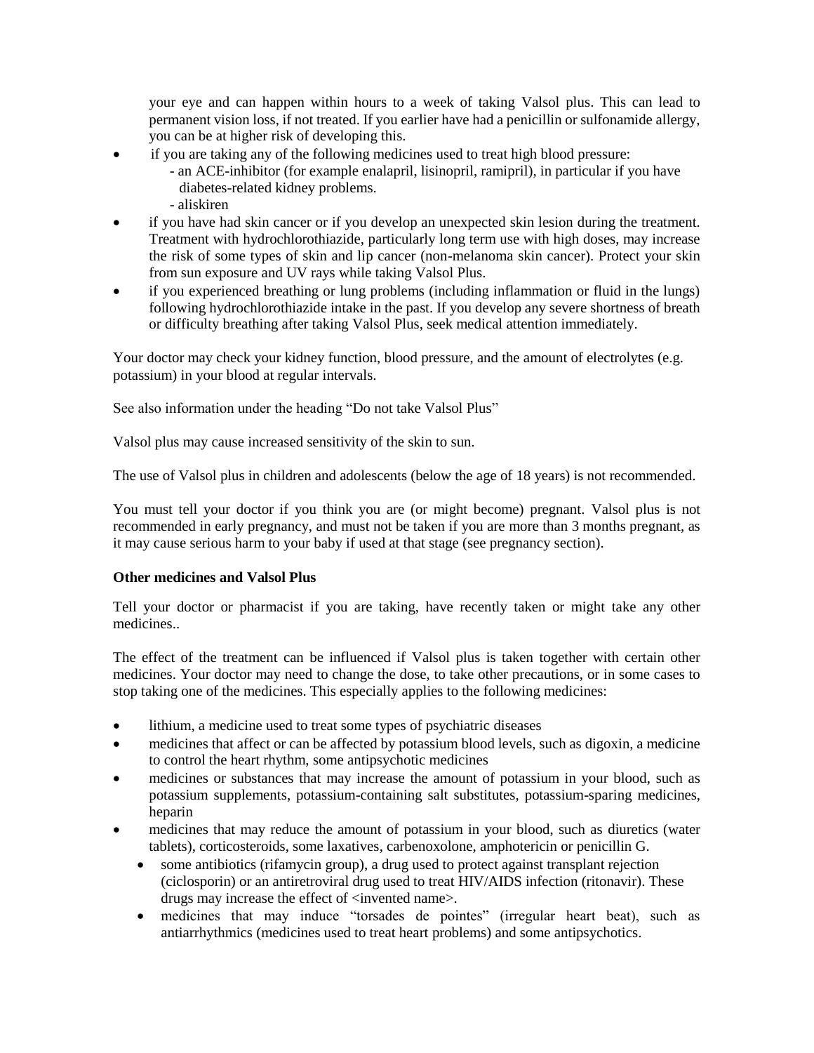your eye and can happen within hours to a week of taking Valsol plus. This can lead to permanent vision loss, if not treated. If you earlier have had a penicillin or sulfonamide allergy, you can be at higher risk of developing this.

- if you are taking any of the following medicines used to treat high blood pressure:
  - an ACE-inhibitor (for example enalapril, lisinopril, ramipril), in particular if you have diabetes-related kidney problems.
  - aliskiren
- if you have had skin cancer or if you develop an unexpected skin lesion during the treatment. Treatment with hydrochlorothiazide, particularly long term use with high doses, may increase the risk of some types of skin and lip cancer (non-melanoma skin cancer). Protect your skin from sun exposure and UV rays while taking Valsol Plus.
- if you experienced breathing or lung problems (including inflammation or fluid in the lungs) following hydrochlorothiazide intake in the past. If you develop any severe shortness of breath or difficulty breathing after taking Valsol Plus, seek medical attention immediately.

Your doctor may check your kidney function, blood pressure, and the amount of electrolytes (e.g. potassium) in your blood at regular intervals.

See also information under the heading "Do not take Valsol Plus"

Valsol plus may cause increased sensitivity of the skin to sun.

The use of Valsol plus in children and adolescents (below the age of 18 years) is not recommended.

You must tell your doctor if you think you are (or might become) pregnant. Valsol plus is not recommended in early pregnancy, and must not be taken if you are more than 3 months pregnant, as it may cause serious harm to your baby if used at that stage (see pregnancy section).

**Other medicines and Valsol Plus**

Tell your doctor or pharmacist if you are taking, have recently taken or might take any other medicines..

The effect of the treatment can be influenced if Valsol plus is taken together with certain other medicines. Your doctor may need to change the dose, to take other precautions, or in some cases to stop taking one of the medicines. This especially applies to the following medicines:

- lithium, a medicine used to treat some types of psychiatric diseases
- medicines that affect or can be affected by potassium blood levels, such as digoxin, a medicine to control the heart rhythm, some antipsychotic medicines
- medicines or substances that may increase the amount of potassium in your blood, such as potassium supplements, potassium-containing salt substitutes, potassium-sparing medicines, heparin
- medicines that may reduce the amount of potassium in your blood, such as diuretics (water tablets), corticosteroids, some laxatives, carbenoxolone, amphotericin or penicillin G.
  - some antibiotics (rifamycin group), a drug used to protect against transplant rejection (ciclosporin) or an antiretroviral drug used to treat HIV/AIDS infection (ritonavir). These drugs may increase the effect of <invented name>.
  - medicines that may induce "torsades de pointes" (irregular heart beat), such as antiarrhythmics (medicines used to treat heart problems) and some antipsychotics.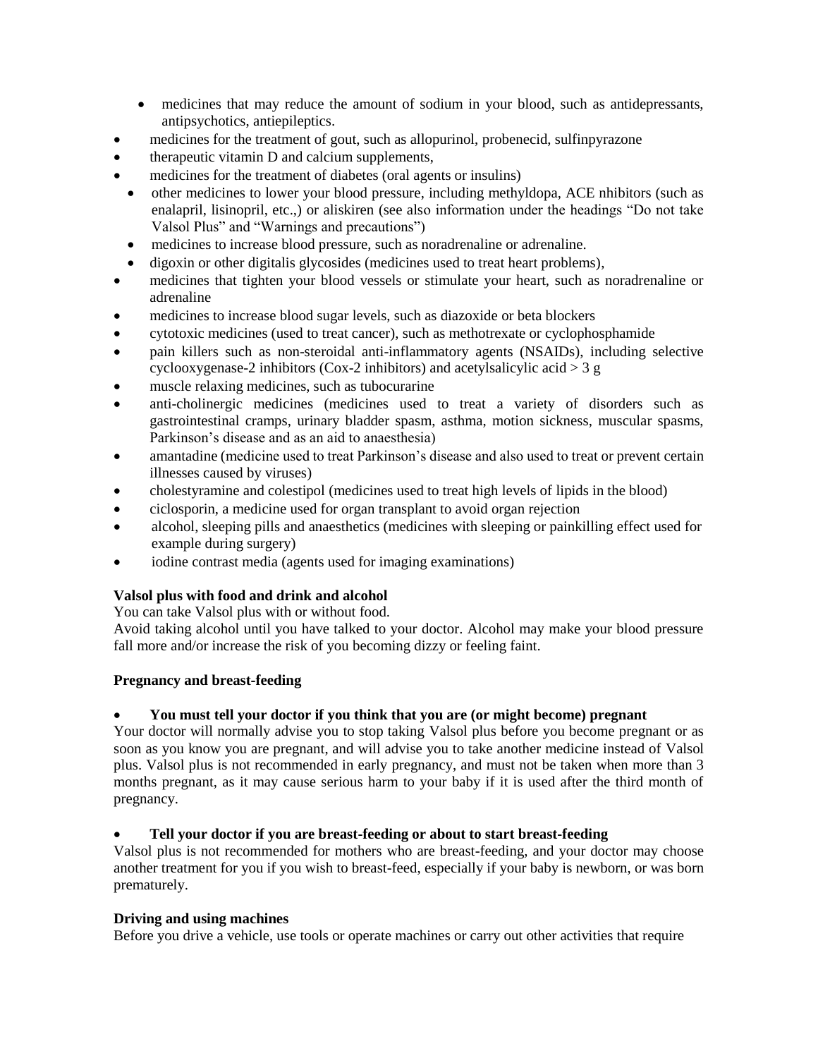- medicines that may reduce the amount of sodium in your blood, such as antidepressants, antipsychotics, antiepileptics.
- medicines for the treatment of gout, such as allopurinol, probenecid, sulfinpyrazone
- therapeutic vitamin D and calcium supplements,
- medicines for the treatment of diabetes (oral agents or insulins)
- other medicines to lower your blood pressure, including methyldopa, ACE nhibitors (such as enalapril, lisinopril, etc.,) or aliskiren (see also information under the headings "Do not take Valsol Plus" and "Warnings and precautions")
- medicines to increase blood pressure, such as noradrenaline or adrenaline.
- digoxin or other digitalis glycosides (medicines used to treat heart problems),
- medicines that tighten your blood vessels or stimulate your heart, such as noradrenaline or adrenaline
- medicines to increase blood sugar levels, such as diazoxide or beta blockers
- cytotoxic medicines (used to treat cancer), such as methotrexate or cyclophosphamide
- pain killers such as non-steroidal anti-inflammatory agents (NSAIDs), including selective cyclooxygenase-2 inhibitors (Cox-2 inhibitors) and acetylsalicylic acid > 3 g
- muscle relaxing medicines, such as tubocurarine
- anti-cholinergic medicines (medicines used to treat a variety of disorders such as gastrointestinal cramps, urinary bladder spasm, asthma, motion sickness, muscular spasms, Parkinson's disease and as an aid to anaesthesia)
- amantadine (medicine used to treat Parkinson's disease and also used to treat or prevent certain illnesses caused by viruses)
- cholestyramine and colestipol (medicines used to treat high levels of lipids in the blood)
- ciclosporin, a medicine used for organ transplant to avoid organ rejection
- alcohol, sleeping pills and anaesthetics (medicines with sleeping or painkilling effect used for example during surgery)
- iodine contrast media (agents used for imaging examinations)

**Valsol plus with food and drink and alcohol**

You can take Valsol plus with or without food.

Avoid taking alcohol until you have talked to your doctor. Alcohol may make your blood pressure fall more and/or increase the risk of you becoming dizzy or feeling faint.

**Pregnancy and breast-feeding**

- **You must tell your doctor if you think that you are (or might become) pregnant**

Your doctor will normally advise you to stop taking Valsol plus before you become pregnant or as soon as you know you are pregnant, and will advise you to take another medicine instead of Valsol plus. Valsol plus is not recommended in early pregnancy, and must not be taken when more than 3 months pregnant, as it may cause serious harm to your baby if it is used after the third month of pregnancy.

- **Tell your doctor if you are breast-feeding or about to start breast-feeding**

Valsol plus is not recommended for mothers who are breast-feeding, and your doctor may choose another treatment for you if you wish to breast-feed, especially if your baby is newborn, or was born prematurely.

**Driving and using machines**

Before you drive a vehicle, use tools or operate machines or carry out other activities that require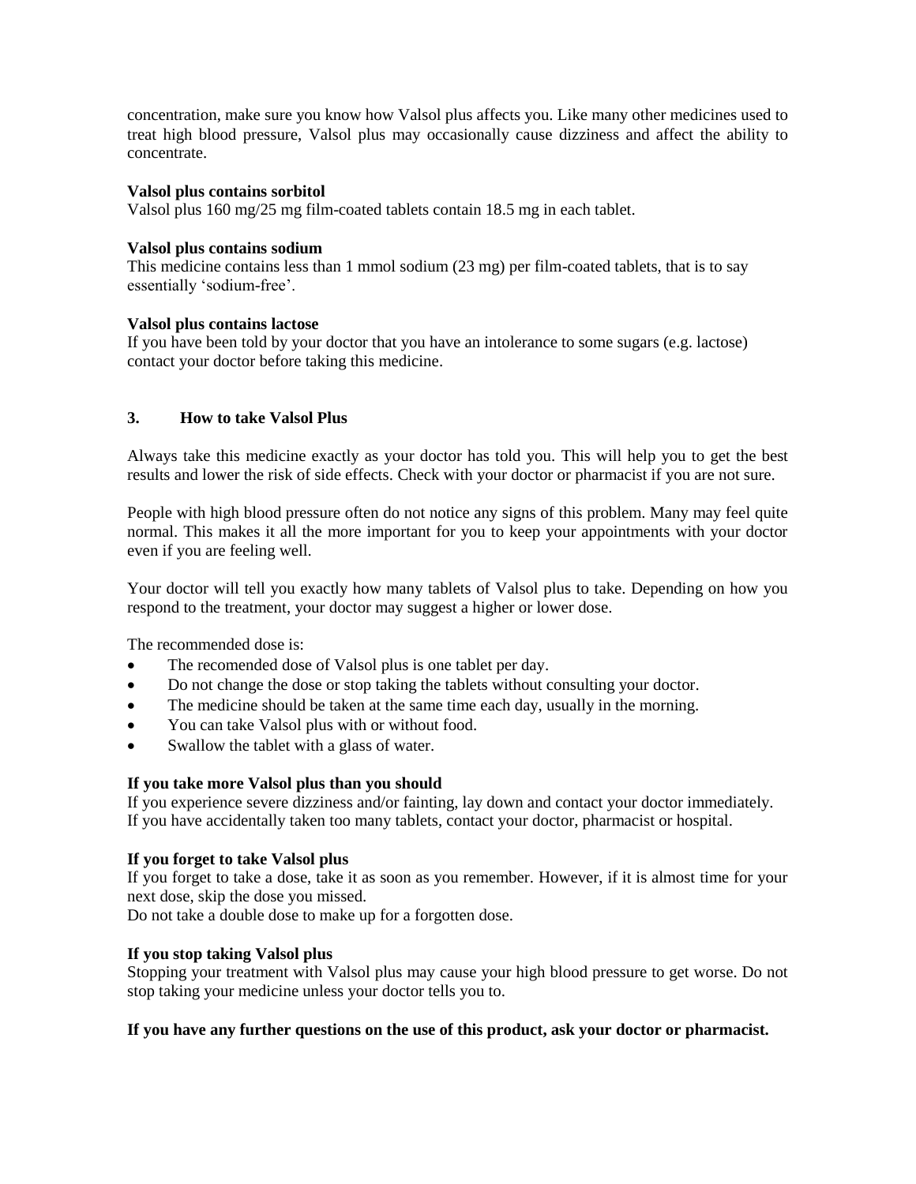concentration, make sure you know how Valsol plus affects you. Like many other medicines used to treat high blood pressure, Valsol plus may occasionally cause dizziness and affect the ability to concentrate.

**Valsol plus contains sorbitol**
Valsol plus 160 mg/25 mg film-coated tablets contain 18.5 mg in each tablet.

**Valsol plus contains sodium**
This medicine contains less than 1 mmol sodium (23 mg) per film-coated tablets, that is to say essentially 'sodium-free'.

**Valsol plus contains lactose**
If you have been told by your doctor that you have an intolerance to some sugars (e.g. lactose) contact your doctor before taking this medicine.

## 3. How to take Valsol Plus

Always take this medicine exactly as your doctor has told you. This will help you to get the best results and lower the risk of side effects. Check with your doctor or pharmacist if you are not sure.

People with high blood pressure often do not notice any signs of this problem. Many may feel quite normal. This makes it all the more important for you to keep your appointments with your doctor even if you are feeling well.

Your doctor will tell you exactly how many tablets of Valsol plus to take. Depending on how you respond to the treatment, your doctor may suggest a higher or lower dose.

The recommended dose is:

- The recomended dose of Valsol plus is one tablet per day.
- Do not change the dose or stop taking the tablets without consulting your doctor.
- The medicine should be taken at the same time each day, usually in the morning.
- You can take Valsol plus with or without food.
- Swallow the tablet with a glass of water.

**If you take more Valsol plus than you should**
If you experience severe dizziness and/or fainting, lay down and contact your doctor immediately.
If you have accidentally taken too many tablets, contact your doctor, pharmacist or hospital.

**If you forget to take Valsol plus**
If you forget to take a dose, take it as soon as you remember. However, if it is almost time for your next dose, skip the dose you missed.
Do not take a double dose to make up for a forgotten dose.

**If you stop taking Valsol plus**
Stopping your treatment with Valsol plus may cause your high blood pressure to get worse. Do not stop taking your medicine unless your doctor tells you to.

**If you have any further questions on the use of this product, ask your doctor or pharmacist.**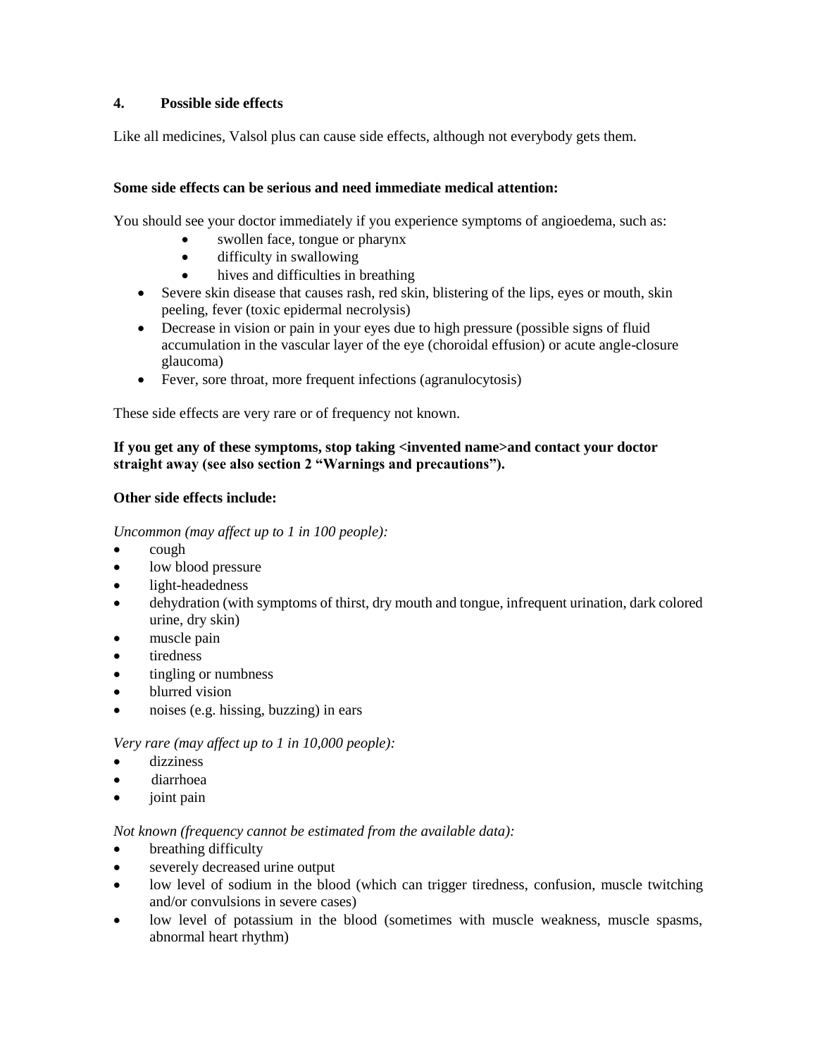## 4. Possible side effects

Like all medicines, Valsol plus can cause side effects, although not everybody gets them.

**Some side effects can be serious and need immediate medical attention:**

You should see your doctor immediately if you experience symptoms of angioedema, such as:

- swollen face, tongue or pharynx
- difficulty in swallowing
- hives and difficulties in breathing

- Severe skin disease that causes rash, red skin, blistering of the lips, eyes or mouth, skin peeling, fever (toxic epidermal necrolysis)
- Decrease in vision or pain in your eyes due to high pressure (possible signs of fluid accumulation in the vascular layer of the eye (choroidal effusion) or acute angle-closure glaucoma)
- Fever, sore throat, more frequent infections (agranulocytosis)

These side effects are very rare or of frequency not known.

**If you get any of these symptoms, stop taking <invented name>and contact your doctor straight away (see also section 2 "Warnings and precautions").**

**Other side effects include:**

*Uncommon (may affect up to 1 in 100 people):*

- cough
- low blood pressure
- light-headedness
- dehydration (with symptoms of thirst, dry mouth and tongue, infrequent urination, dark colored urine, dry skin)
- muscle pain
- tiredness
- tingling or numbness
- blurred vision
- noises (e.g. hissing, buzzing) in ears

*Very rare (may affect up to 1 in 10,000 people):*

- dizziness
- diarrhoea
- joint pain

*Not known (frequency cannot be estimated from the available data):*

- breathing difficulty
- severely decreased urine output
- low level of sodium in the blood (which can trigger tiredness, confusion, muscle twitching and/or convulsions in severe cases)
- low level of potassium in the blood (sometimes with muscle weakness, muscle spasms, abnormal heart rhythm)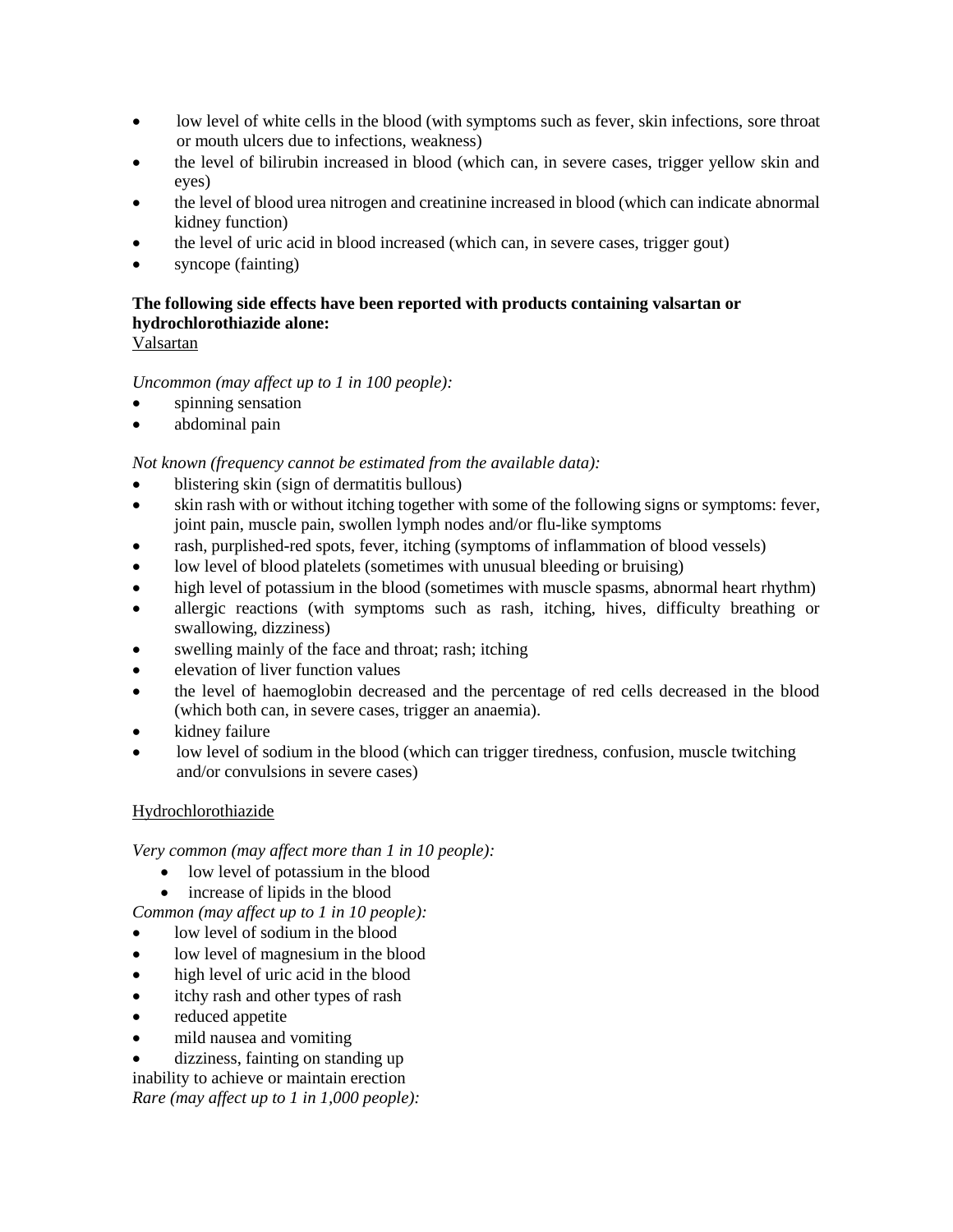- low level of white cells in the blood (with symptoms such as fever, skin infections, sore throat or mouth ulcers due to infections, weakness)
- the level of bilirubin increased in blood (which can, in severe cases, trigger yellow skin and eyes)
- the level of blood urea nitrogen and creatinine increased in blood (which can indicate abnormal kidney function)
- the level of uric acid in blood increased (which can, in severe cases, trigger gout)
- syncope (fainting)

**The following side effects have been reported with products containing valsartan or hydrochlorothiazide alone:**

Valsartan

*Uncommon (may affect up to 1 in 100 people):*

- spinning sensation
- abdominal pain

*Not known (frequency cannot be estimated from the available data):*

- blistering skin (sign of dermatitis bullous)
- skin rash with or without itching together with some of the following signs or symptoms: fever, joint pain, muscle pain, swollen lymph nodes and/or flu-like symptoms
- rash, purplished-red spots, fever, itching (symptoms of inflammation of blood vessels)
- low level of blood platelets (sometimes with unusual bleeding or bruising)
- high level of potassium in the blood (sometimes with muscle spasms, abnormal heart rhythm)
- allergic reactions (with symptoms such as rash, itching, hives, difficulty breathing or swallowing, dizziness)
- swelling mainly of the face and throat; rash; itching
- elevation of liver function values
- the level of haemoglobin decreased and the percentage of red cells decreased in the blood (which both can, in severe cases, trigger an anaemia).
- kidney failure
- low level of sodium in the blood (which can trigger tiredness, confusion, muscle twitching and/or convulsions in severe cases)

Hydrochlorothiazide

*Very common (may affect more than 1 in 10 people):*

- low level of potassium in the blood
- increase of lipids in the blood

*Common (may affect up to 1 in 10 people):*

- low level of sodium in the blood
- low level of magnesium in the blood
- high level of uric acid in the blood
- itchy rash and other types of rash
- reduced appetite
- mild nausea and vomiting
- dizziness, fainting on standing up

inability to achieve or maintain erection

*Rare (may affect up to 1 in 1,000 people):*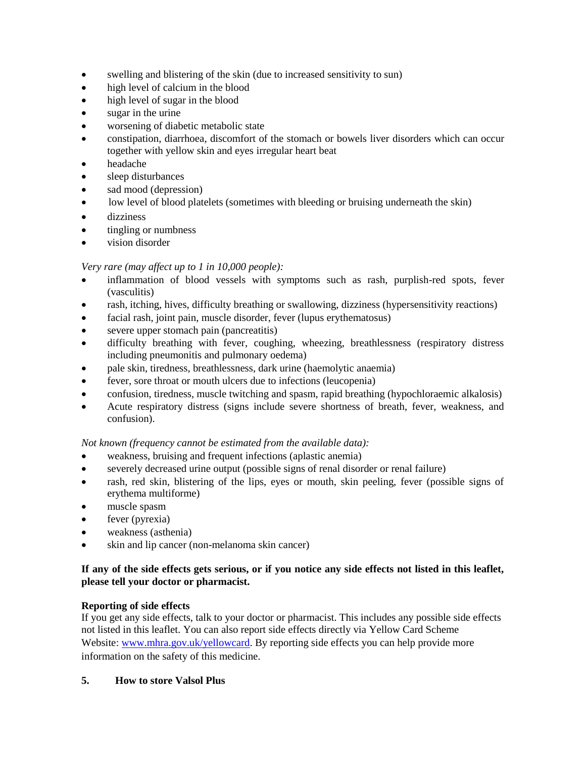- swelling and blistering of the skin (due to increased sensitivity to sun)
- high level of calcium in the blood
- high level of sugar in the blood
- sugar in the urine
- worsening of diabetic metabolic state
- constipation, diarrhoea, discomfort of the stomach or bowels liver disorders which can occur together with yellow skin and eyes irregular heart beat
- headache
- sleep disturbances
- sad mood (depression)
- low level of blood platelets (sometimes with bleeding or bruising underneath the skin)
- dizziness
- tingling or numbness
- vision disorder

*Very rare (may affect up to 1 in 10,000 people):*

- inflammation of blood vessels with symptoms such as rash, purplish-red spots, fever (vasculitis)
- rash, itching, hives, difficulty breathing or swallowing, dizziness (hypersensitivity reactions)
- facial rash, joint pain, muscle disorder, fever (lupus erythematosus)
- severe upper stomach pain (pancreatitis)
- difficulty breathing with fever, coughing, wheezing, breathlessness (respiratory distress including pneumonitis and pulmonary oedema)
- pale skin, tiredness, breathlessness, dark urine (haemolytic anaemia)
- fever, sore throat or mouth ulcers due to infections (leucopenia)
- confusion, tiredness, muscle twitching and spasm, rapid breathing (hypochloraemic alkalosis)
- Acute respiratory distress (signs include severe shortness of breath, fever, weakness, and confusion).

*Not known (frequency cannot be estimated from the available data):*

- weakness, bruising and frequent infections (aplastic anemia)
- severely decreased urine output (possible signs of renal disorder or renal failure)
- rash, red skin, blistering of the lips, eyes or mouth, skin peeling, fever (possible signs of erythema multiforme)
- muscle spasm
- fever (pyrexia)
- weakness (asthenia)
- skin and lip cancer (non-melanoma skin cancer)

**If any of the side effects gets serious, or if you notice any side effects not listed in this leaflet, please tell your doctor or pharmacist.**

**Reporting of side effects**

If you get any side effects, talk to your doctor or pharmacist. This includes any possible side effects not listed in this leaflet. You can also report side effects directly via Yellow Card Scheme Website: [www.mhra.gov.uk/yellowcard](www.mhra.gov.uk/yellowcard). By reporting side effects you can help provide more information on the safety of this medicine.

## 5. How to store Valsol Plus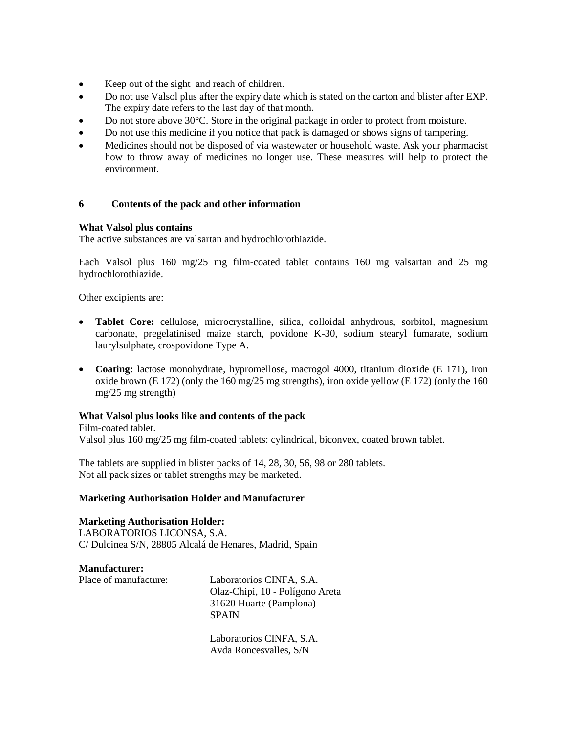- Keep out of the sight  and reach of children.
- Do not use Valsol plus after the expiry date which is stated on the carton and blister after EXP. The expiry date refers to the last day of that month.
- Do not store above 30°C. Store in the original package in order to protect from moisture.
- Do not use this medicine if you notice that pack is damaged or shows signs of tampering.
- Medicines should not be disposed of via wastewater or household waste. Ask your pharmacist how to throw away of medicines no longer use. These measures will help to protect the environment.

## 6 Contents of the pack and other information

**What Valsol plus contains**

The active substances are valsartan and hydrochlorothiazide.

Each Valsol plus 160 mg/25 mg film-coated tablet contains 160 mg valsartan and 25 mg hydrochlorothiazide.

Other excipients are:

- **Tablet Core:** cellulose, microcrystalline, silica, colloidal anhydrous, sorbitol, magnesium carbonate, pregelatinised maize starch, povidone K-30, sodium stearyl fumarate, sodium laurylsulphate, crospovidone Type A.

- **Coating:** lactose monohydrate, hypromellose, macrogol 4000, titanium dioxide (E 171), iron oxide brown (E 172) (only the 160 mg/25 mg strengths), iron oxide yellow (E 172) (only the 160 mg/25 mg strength)

**What Valsol plus looks like and contents of the pack**

Film-coated tablet.
Valsol plus 160 mg/25 mg film-coated tablets: cylindrical, biconvex, coated brown tablet.

The tablets are supplied in blister packs of 14, 28, 30, 56, 98 or 280 tablets.
Not all pack sizes or tablet strengths may be marketed.

**Marketing Authorisation Holder and Manufacturer**

**Marketing Authorisation Holder:**
LABORATORIOS LICONSA, S.A.
C/ Dulcinea S/N, 28805 Alcalá de Henares, Madrid, Spain

**Manufacturer:**

Place of manufacture:

Laboratorios CINFA, S.A.
Olaz-Chipi, 10 - Polígono Areta
31620 Huarte (Pamplona)
SPAIN

Laboratorios CINFA, S.A.
Avda Roncesvalles, S/N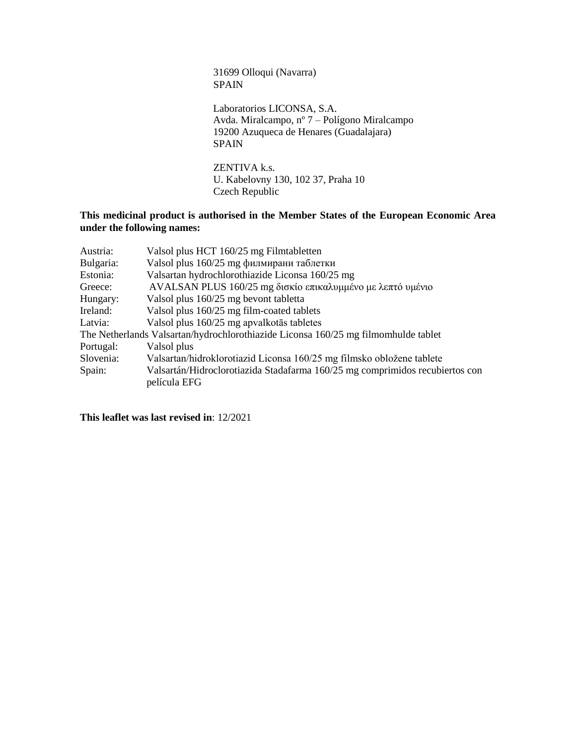31699 Olloqui (Navarra)
SPAIN

Laboratorios LICONSA, S.A.
Avda. Miralcampo, nº 7 – Polígono Miralcampo
19200 Azuqueca de Henares (Guadalajara)
SPAIN

ZENTIVA k.s.
U. Kabelovny 130, 102 37, Praha 10
Czech Republic

**This medicinal product is authorised in the Member States of the European Economic Area under the following names:**

| | |
|---|---|
| Austria: | Valsol plus HCT 160/25 mg Filmtabletten |
| Bulgaria: | Valsol plus 160/25 mg филмирани таблетки |
| Estonia: | Valsartan hydrochlorothiazide Liconsa 160/25 mg |
| Greece: | AVALSAN PLUS 160/25 mg δισκίο επικαλυμμένο με λεπτό υμένιο |
| Hungary: | Valsol plus 160/25 mg bevont tabletta |
| Ireland: | Valsol plus 160/25 mg film-coated tablets |
| Latvia: | Valsol plus 160/25 mg apvalkotās tabletes |
| The Netherlands | Valsartan/hydrochlorothiazide Liconsa 160/25 mg filmomhulde tablet |
| Portugal: | Valsol plus |
| Slovenia: | Valsartan/hidroklorotiazid Liconsa 160/25 mg filmsko obložene tablete |
| Spain: | Valsartán/Hidroclorotiazida Stadafarma 160/25 mg comprimidos recubiertos con película EFG |

**This leaflet was last revised in**: 12/2021